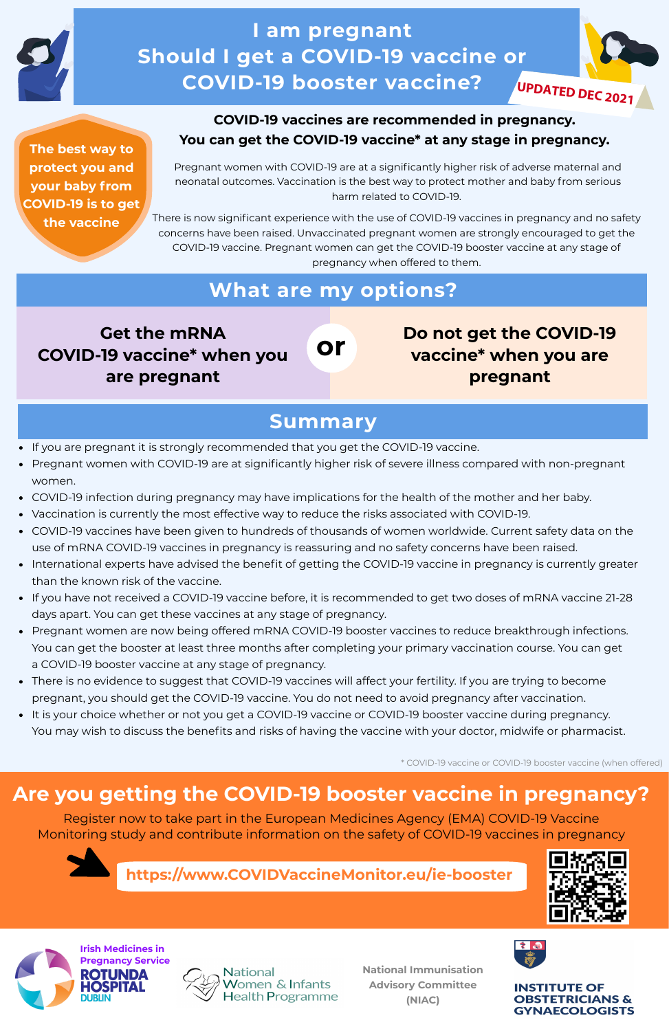# I am pregnant
# Should I get a COVID-19 vaccine or COVID-19 booster vaccine?

UPDATED DEC 2021

**The best way to protect you and your baby from COVID-19 is to get the vaccine**

**COVID-19 vaccines are recommended in pregnancy.**
**You can get the COVID-19 vaccine* at any stage in pregnancy.**

Pregnant women with COVID-19 are at a significantly higher risk of adverse maternal and neonatal outcomes. Vaccination is the best way to protect mother and baby from serious harm related to COVID-19.

There is now significant experience with the use of COVID-19 vaccines in pregnancy and no safety concerns have been raised. Unvaccinated pregnant women are strongly encouraged to get the COVID-19 vaccine. Pregnant women can get the COVID-19 booster vaccine at any stage of pregnancy when offered to them.

## What are my options?

**Get the mRNA COVID-19 vaccine* when you are pregnant**

**or**

**Do not get the COVID-19 vaccine* when you are pregnant**

## Summary

- If you are pregnant it is strongly recommended that you get the COVID-19 vaccine.
- Pregnant women with COVID-19 are at significantly higher risk of severe illness compared with non-pregnant women.
- COVID-19 infection during pregnancy may have implications for the health of the mother and her baby.
- Vaccination is currently the most effective way to reduce the risks associated with COVID-19.
- COVID-19 vaccines have been given to hundreds of thousands of women worldwide. Current safety data on the use of mRNA COVID-19 vaccines in pregnancy is reassuring and no safety concerns have been raised.
- International experts have advised the benefit of getting the COVID-19 vaccine in pregnancy is currently greater than the known risk of the vaccine.
- If you have not received a COVID-19 vaccine before, it is recommended to get two doses of mRNA vaccine 21-28 days apart. You can get these vaccines at any stage of pregnancy.
- Pregnant women are now being offered mRNA COVID-19 booster vaccines to reduce breakthrough infections. You can get the booster at least three months after completing your primary vaccination course. You can get a COVID-19 booster vaccine at any stage of pregnancy.
- There is no evidence to suggest that COVID-19 vaccines will affect your fertility. If you are trying to become pregnant, you should get the COVID-19 vaccine. You do not need to avoid pregnancy after vaccination.
- It is your choice whether or not you get a COVID-19 vaccine or COVID-19 booster vaccine during pregnancy. You may wish to discuss the benefits and risks of having the vaccine with your doctor, midwife or pharmacist.

* COVID-19 vaccine or COVID-19 booster vaccine (when offered)

## Are you getting the COVID-19 booster vaccine in pregnancy?

Register now to take part in the European Medicines Agency (EMA) COVID-19 Vaccine Monitoring study and contribute information on the safety of COVID-19 vaccines in pregnancy

https://www.COVIDVaccineMonitor.eu/ie-booster

Irish Medicines in Pregnancy Service
ROTUNDA HOSPITAL DUBLIN

National Women & Infants Health Programme

National Immunisation Advisory Committee (NIAC)

INSTITUTE OF OBSTETRICIANS & GYNAECOLOGISTS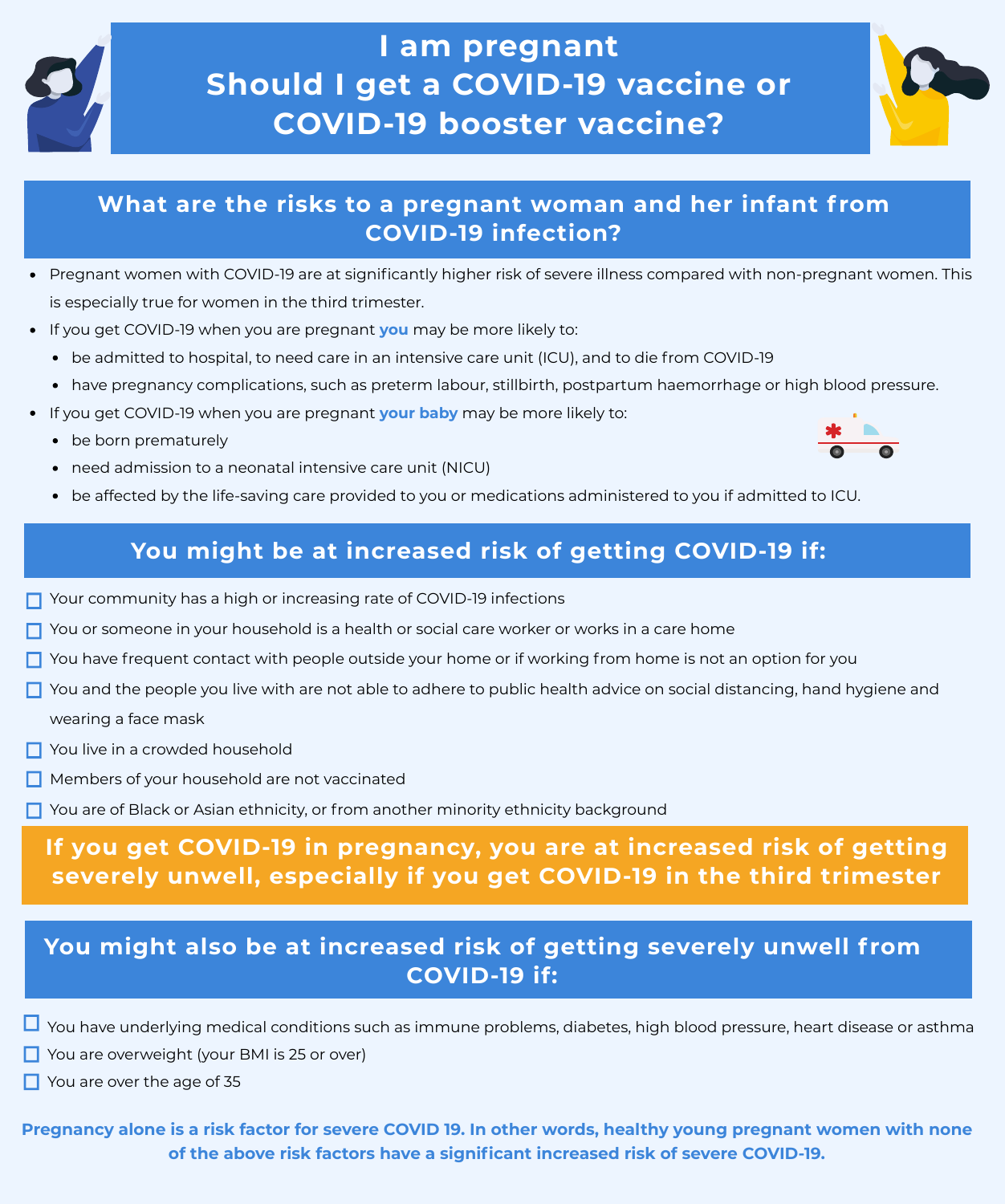# I am pregnant
# Should I get a COVID-19 vaccine or COVID-19 booster vaccine?

## What are the risks to a pregnant woman and her infant from COVID-19 infection?

- Pregnant women with COVID-19 are at significantly higher risk of severe illness compared with non-pregnant women. This is especially true for women in the third trimester.
- If you get COVID-19 when you are pregnant **you** may be more likely to:
  - be admitted to hospital, to need care in an intensive care unit (ICU), and to die from COVID-19
  - have pregnancy complications, such as preterm labour, stillbirth, postpartum haemorrhage or high blood pressure.
- If you get COVID-19 when you are pregnant **your baby** may be more likely to:
  - be born prematurely
  - need admission to a neonatal intensive care unit (NICU)
  - be affected by the life-saving care provided to you or medications administered to you if admitted to ICU.

## You might be at increased risk of getting COVID-19 if:

- [ ] Your community has a high or increasing rate of COVID-19 infections
- [ ] You or someone in your household is a health or social care worker or works in a care home
- [ ] You have frequent contact with people outside your home or if working from home is not an option for you
- [ ] You and the people you live with are not able to adhere to public health advice on social distancing, hand hygiene and wearing a face mask
- [ ] You live in a crowded household
- [ ] Members of your household are not vaccinated
- [ ] You are of Black or Asian ethnicity, or from another minority ethnicity background

**If you get COVID-19 in pregnancy, you are at increased risk of getting severely unwell, especially if you get COVID-19 in the third trimester**

## You might also be at increased risk of getting severely unwell from COVID-19 if:

- [ ] You have underlying medical conditions such as immune problems, diabetes, high blood pressure, heart disease or asthma
- [ ] You are overweight (your BMI is 25 or over)
- [ ] You are over the age of 35

**Pregnancy alone is a risk factor for severe COVID 19. In other words, healthy young pregnant women with none of the above risk factors have a significant increased risk of severe COVID-19.**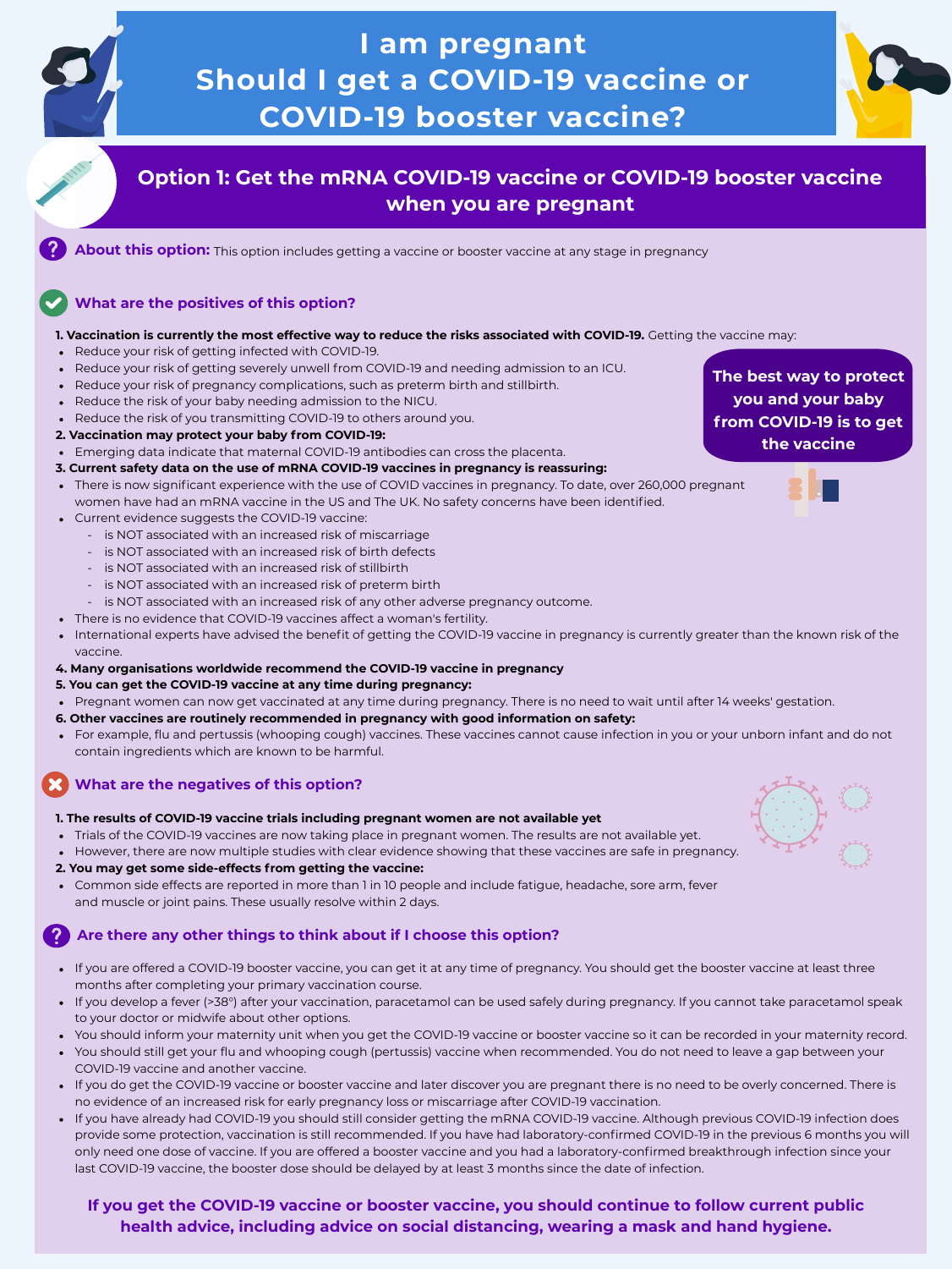# I am pregnant
# Should I get a COVID-19 vaccine or COVID-19 booster vaccine?

## Option 1: Get the mRNA COVID-19 vaccine or COVID-19 booster vaccine when you are pregnant

**About this option:** This option includes getting a vaccine or booster vaccine at any stage in pregnancy

### What are the positives of this option?

**1. Vaccination is currently the most effective way to reduce the risks associated with COVID-19.** Getting the vaccine may:

- Reduce your risk of getting infected with COVID-19.
- Reduce your risk of getting severely unwell from COVID-19 and needing admission to an ICU.
- Reduce your risk of pregnancy complications, such as preterm birth and stillbirth.
- Reduce the risk of your baby needing admission to the NICU.
- Reduce the risk of you transmitting COVID-19 to others around you.

**2. Vaccination may protect your baby from COVID-19:**

- Emerging data indicate that maternal COVID-19 antibodies can cross the placenta.

**3. Current safety data on the use of mRNA COVID-19 vaccines in pregnancy is reassuring:**

- There is now significant experience with the use of COVID vaccines in pregnancy. To date, over 260,000 pregnant women have had an mRNA vaccine in the US and The UK. No safety concerns have been identified.
- Current evidence suggests the COVID-19 vaccine:
  - is NOT associated with an increased risk of miscarriage
  - is NOT associated with an increased risk of birth defects
  - is NOT associated with an increased risk of stillbirth
  - is NOT associated with an increased risk of preterm birth
  - is NOT associated with an increased risk of any other adverse pregnancy outcome.
- There is no evidence that COVID-19 vaccines affect a woman's fertility.
- International experts have advised the benefit of getting the COVID-19 vaccine in pregnancy is currently greater than the known risk of the vaccine.

**4. Many organisations worldwide recommend the COVID-19 vaccine in pregnancy**

**5. You can get the COVID-19 vaccine at any time during pregnancy:**

- Pregnant women can now get vaccinated at any time during pregnancy. There is no need to wait until after 14 weeks' gestation.

**6. Other vaccines are routinely recommended in pregnancy with good information on safety:**

- For example, flu and pertussis (whooping cough) vaccines. These vaccines cannot cause infection in you or your unborn infant and do not contain ingredients which are known to be harmful.

**The best way to protect you and your baby from COVID-19 is to get the vaccine**

### What are the negatives of this option?

**1. The results of COVID-19 vaccine trials including pregnant women are not available yet**

- Trials of the COVID-19 vaccines are now taking place in pregnant women. The results are not available yet.
- However, there are now multiple studies with clear evidence showing that these vaccines are safe in pregnancy.

**2. You may get some side-effects from getting the vaccine:**

- Common side effects are reported in more than 1 in 10 people and include fatigue, headache, sore arm, fever and muscle or joint pains. These usually resolve within 2 days.

### Are there any other things to think about if I choose this option?

- If you are offered a COVID-19 booster vaccine, you can get it at any time of pregnancy. You should get the booster vaccine at least three months after completing your primary vaccination course.
- If you develop a fever (>38°) after your vaccination, paracetamol can be used safely during pregnancy. If you cannot take paracetamol speak to your doctor or midwife about other options.
- You should inform your maternity unit when you get the COVID-19 vaccine or booster vaccine so it can be recorded in your maternity record.
- You should still get your flu and whooping cough (pertussis) vaccine when recommended. You do not need to leave a gap between your COVID-19 vaccine and another vaccine.
- If you do get the COVID-19 vaccine or booster vaccine and later discover you are pregnant there is no need to be overly concerned. There is no evidence of an increased risk for early pregnancy loss or miscarriage after COVID-19 vaccination.
- If you have already had COVID-19 you should still consider getting the mRNA COVID-19 vaccine. Although previous COVID-19 infection does provide some protection, vaccination is still recommended. If you have had laboratory-confirmed COVID-19 in the previous 6 months you will only need one dose of vaccine. If you are offered a booster vaccine and you had a laboratory-confirmed breakthrough infection since your last COVID-19 vaccine, the booster dose should be delayed by at least 3 months since the date of infection.

**If you get the COVID-19 vaccine or booster vaccine, you should continue to follow current public health advice, including advice on social distancing, wearing a mask and hand hygiene.**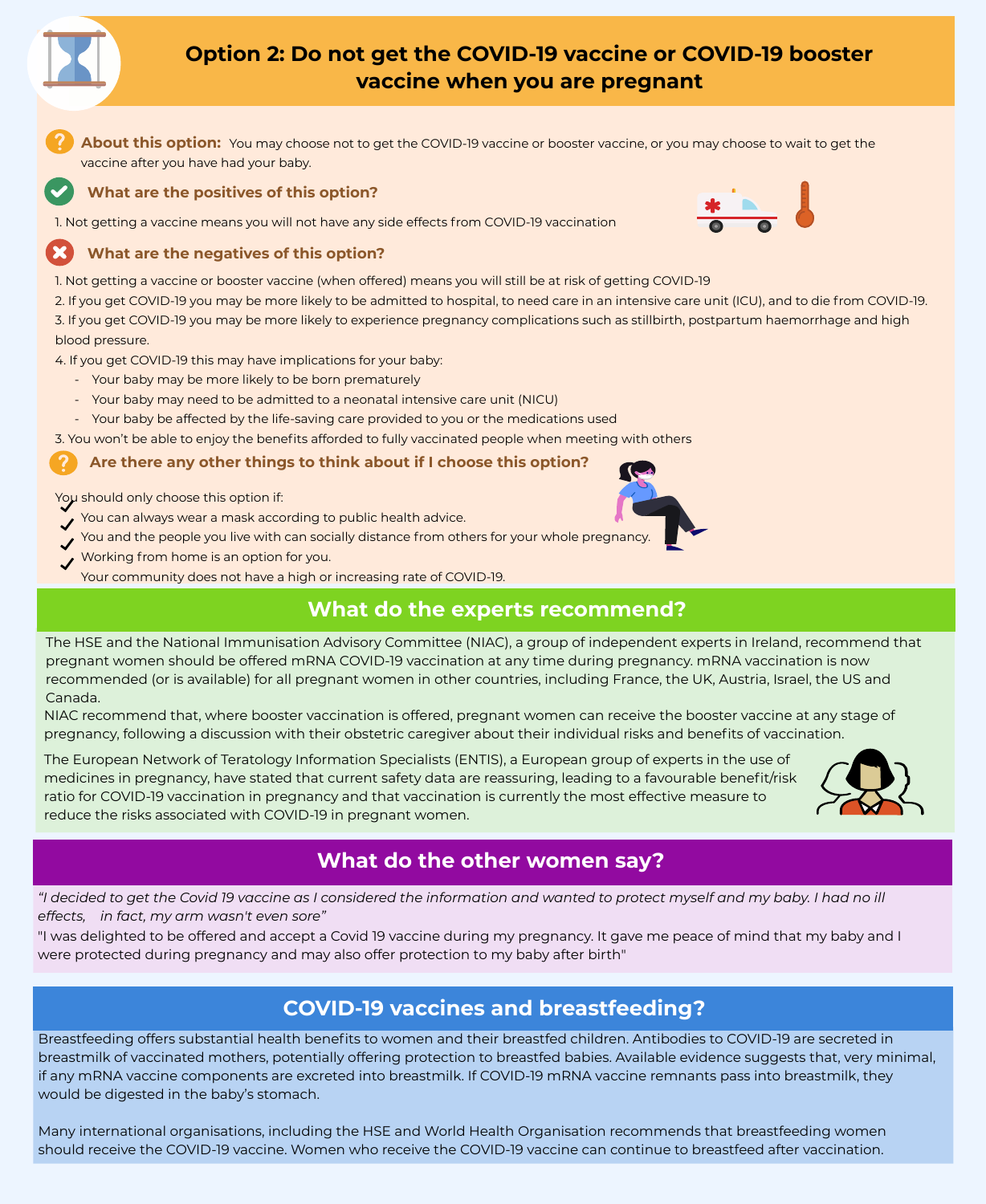## Option 2: Do not get the COVID-19 vaccine or COVID-19 booster vaccine when you are pregnant

**About this option:** You may choose not to get the COVID-19 vaccine or booster vaccine, or you may choose to wait to get the vaccine after you have had your baby.

### What are the positives of this option?

1. Not getting a vaccine means you will not have any side effects from COVID-19 vaccination

### What are the negatives of this option?

1. Not getting a vaccine or booster vaccine (when offered) means you will still be at risk of getting COVID-19
2. If you get COVID-19 you may be more likely to be admitted to hospital, to need care in an intensive care unit (ICU), and to die from COVID-19.
3. If you get COVID-19 you may be more likely to experience pregnancy complications such as stillbirth, postpartum haemorrhage and high blood pressure.
4. If you get COVID-19 this may have implications for your baby:
   - Your baby may be more likely to be born prematurely
   - Your baby may need to be admitted to a neonatal intensive care unit (NICU)
   - Your baby be affected by the life-saving care provided to you or the medications used

3. You won't be able to enjoy the benefits afforded to fully vaccinated people when meeting with others

### Are there any other things to think about if I choose this option?

You should only choose this option if:

- ✓ You can always wear a mask according to public health advice.
- ✓ You and the people you live with can socially distance from others for your whole pregnancy.
- ✓ Working from home is an option for you.
- ✓ Your community does not have a high or increasing rate of COVID-19.

## What do the experts recommend?

The HSE and the National Immunisation Advisory Committee (NIAC), a group of independent experts in Ireland, recommend that pregnant women should be offered mRNA COVID-19 vaccination at any time during pregnancy. mRNA vaccination is now recommended (or is available) for all pregnant women in other countries, including France, the UK, Austria, Israel, the US and Canada.

NIAC recommend that, where booster vaccination is offered, pregnant women can receive the booster vaccine at any stage of pregnancy, following a discussion with their obstetric caregiver about their individual risks and benefits of vaccination.

The European Network of Teratology Information Specialists (ENTIS), a European group of experts in the use of medicines in pregnancy, have stated that current safety data are reassuring, leading to a favourable benefit/risk ratio for COVID-19 vaccination in pregnancy and that vaccination is currently the most effective measure to reduce the risks associated with COVID-19 in pregnant women.

## What do the other women say?

*"I decided to get the Covid 19 vaccine as I considered the information and wanted to protect myself and my baby. I had no ill effects, in fact, my arm wasn't even sore"*

"I was delighted to be offered and accept a Covid 19 vaccine during my pregnancy. It gave me peace of mind that my baby and I were protected during pregnancy and may also offer protection to my baby after birth"

## COVID-19 vaccines and breastfeeding?

Breastfeeding offers substantial health benefits to women and their breastfed children. Antibodies to COVID-19 are secreted in breastmilk of vaccinated mothers, potentially offering protection to breastfed babies. Available evidence suggests that, very minimal, if any mRNA vaccine components are excreted into breastmilk. If COVID-19 mRNA vaccine remnants pass into breastmilk, they would be digested in the baby's stomach.

Many international organisations, including the HSE and World Health Organisation recommends that breastfeeding women should receive the COVID-19 vaccine. Women who receive the COVID-19 vaccine can continue to breastfeed after vaccination.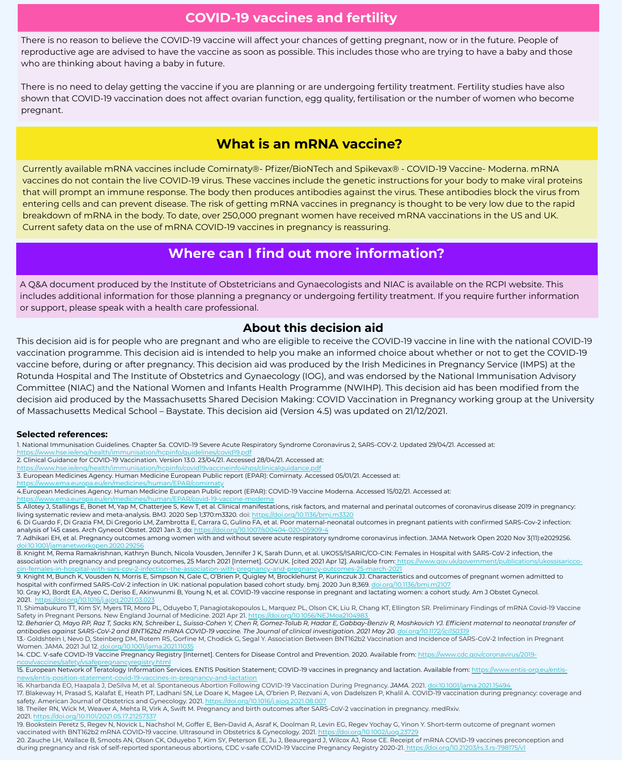## COVID-19 vaccines and fertility

There is no reason to believe the COVID-19 vaccine will affect your chances of getting pregnant, now or in the future. People of reproductive age are advised to have the vaccine as soon as possible. This includes those who are trying to have a baby and those who are thinking about having a baby in future.

There is no need to delay getting the vaccine if you are planning or are undergoing fertility treatment. Fertility studies have also shown that COVID-19 vaccination does not affect ovarian function, egg quality, fertilisation or the number of women who become pregnant.

## What is an mRNA vaccine?

Currently available mRNA vaccines include Comirnaty®- Pfizer/BioNTech and Spikevax® - COVID-19 Vaccine- Moderna. mRNA vaccines do not contain the live COVID-19 virus. These vaccines include the genetic instructions for your body to make viral proteins that will prompt an immune response. The body then produces antibodies against the virus. These antibodies block the virus from entering cells and can prevent disease. The risk of getting mRNA vaccines in pregnancy is thought to be very low due to the rapid breakdown of mRNA in the body. To date, over 250,000 pregnant women have received mRNA vaccinations in the US and UK. Current safety data on the use of mRNA COVID-19 vaccines in pregnancy is reassuring.

## Where can I find out more information?

A Q&A document produced by the Institute of Obstetricians and Gynaecologists and NIAC is available on the RCPI website. This includes additional information for those planning a pregnancy or undergoing fertility treatment. If you require further information or support, please speak with a health care professional.

## About this decision aid

This decision aid is for people who are pregnant and who are eligible to receive the COVID-19 vaccine in line with the national COVID-19 vaccination programme. This decision aid is intended to help you make an informed choice about whether or not to get the COVID-19 vaccine before, during or after pregnancy. This decision aid was produced by the Irish Medicines in Pregnancy Service (IMPS) at the Rotunda Hospital and The Institute of Obstetrics and Gynaecology (IOG), and was endorsed by the National Immunisation Advisory Committee (NIAC) and the National Women and Infants Health Programme (NWIHP). This decision aid has been modified from the decision aid produced by the Massachusetts Shared Decision Making: COVID Vaccination in Pregnancy working group at the University of Massachusetts Medical School – Baystate. This decision aid (Version 4.5) was updated on 21/12/2021.

**Selected references:**

1. National Immunisation Guidelines. Chapter 5a. COVID-19 Severe Acute Respiratory Syndrome Coronavirus 2, SARS-COV-2. Updated 29/04/21. Accessed at: https://www.hse.ie/eng/health/immunisation/hcpinfo/guidelines/covid19.pdf
2. Clinical Guidance for COVID-19 Vaccination. Version 13.0. 23/04/21. Accessed 28/04/21. Accessed at: https://www.hse.ie/eng/health/immunisation/hcpinfo/covid19vaccineinfo4hps/clinicalguidance.pdf
3. European Medicines Agency. Human Medicine European Public report (EPAR): Comirnaty. Accessed 05/01/21. Accessed at: https://www.ema.europa.eu/en/medicines/human/EPAR/comirnaty
4. European Medicines Agency. Human Medicine European Public report (EPAR): COVID-19 Vaccine Moderna. Accessed 15/02/21. Accessed at: https://www.ema.europa.eu/en/medicines/human/EPAR/covid-19-vaccine-moderna
5. Allotey J, Stallings E, Bonet M, Yap M, Chatterjee S, Kew T, et al. Clinical manifestations, risk factors, and maternal and perinatal outcomes of coronavirus disease 2019 in pregnancy: living systematic review and meta-analysis. BMJ. 2020 Sep 1;370:m3320. doi: https://doi.org/10.1136/bmj.m3320
6. Di Guardo F, Di Grazia FM, Di Gregorio LM, Zambrotta E, Carrara G, Gulino FA, et al. Poor maternal-neonatal outcomes in pregnant patients with confirmed SARS-Cov-2 infection: analysis of 145 cases. Arch Gynecol Obstet. 2021 Jan 3; do: https://doi.org/10.1007/s00404-020-05909-4
7. Adhikari EH, et al. Pregnancy outcomes among women with and without severe acute respiratory syndrome coronavirus infection. JAMA Network Open 2020 Nov 3(11):e2029256. doi:10.1001/jamanetworkopen.2020.29256
8. Knight M, Rema Ramakrishnan, Kathryn Bunch, Nicola Vousden, Jennifer J K, Sarah Dunn, et al. UKOSS/ISARIC/CO-CIN: Females in Hospital with SARS-CoV-2 infection, the association with pregnancy and pregnancy outcomes, 25 March 2021 [Internet]. GOV.UK. [cited 2021 Apr 12]. Available from: https://www.gov.uk/government/publications/ukossisaricco-cin-females-in-hospital-with-sars-cov-2-infection-the-association-with-pregnancy-and-pregnancy-outcomes-25-march-2021
9. Knight M, Bunch K, Vousden N, Morris E, Simpson N, Gale C, O'Brien P, Quigley M, Brocklehurst P, Kurinczuk JJ. Characteristics and outcomes of pregnant women admitted to hospital with confirmed SARS-CoV-2 infection in UK: national population based cohort study. bmj. 2020 Jun 8;369. doi.org/10.1136/bmj.m2107
10. Gray KJ, Bordt EA, Atyeo C, Deriso E, Akinwunmi B, Young N, et al. COVID-19 vaccine response in pregnant and lactating women: a cohort study. Am J Obstet Gynecol. 2021. https://doi.org/10.1016/j.ajog.2021.03.023
11. Shimabukuro TT, Kim SY, Myers TR, Moro PL, Oduyebo T, Panagiotakopoulos L, Marquez PL, Olson CK, Liu R, Chang KT, Ellington SR. Preliminary Findings of mRNA Covid-19 Vaccine Safety in Pregnant Persons. New England Journal of Medicine. 2021 Apr 21. https://doi.org/10.1056/NEJMoa2104983
12. *Beharier O, Mayo RP, Raz T, Sacks KN, Schreiber L, Suissa-Cohen Y, Chen R, Gomez-Tolub R, Hadar E, Gabbay-Benziv R, Moshkovich YJ. Efficient maternal to neonatal transfer of antibodies against SARS-CoV-2 and BNT162b2 mRNA COVID-19 vaccine. The Journal of clinical investigation. 2021 May 20.* doi.org/10.1172/jci150319
13. Goldshtein I, Nevo D, Steinberg DM, Rotem RS, Gorfine M, Chodick G, Segal Y. Association Between BNT162b2 Vaccination and Incidence of SARS-CoV-2 Infection in Pregnant Women. JAMA. 2021 Jul 12. doi.org/10.1001/jama.2021.11035
14. CDC. V-safe COVID-19 Vaccine Pregnancy Registry [Internet]. Centers for Disease Control and Prevention. 2020. Available from: https://www.cdc.gov/coronavirus/2019-ncov/vaccines/safety/vsafepregnancyregistry.html
15. European Network of Teratology Information Services. ENTIS Position Statement; COVID-19 vaccines in pregnancy and lactation. Available from: https://www.entis-org.eu/entis-news/entis-position-statement-covid-19-vaccines-in-pregnancy-and-lactation
16. Kharbanda EO, Haapala J, DeSilva M, et al. Spontaneous Abortion Following COVID-19 Vaccination During Pregnancy. *JAMA*. 2021. doi:10.1001/jama.2021.15494
17. Blakeway H, Prasad S, Kalafat E, Heath PT, Ladhani SN, Le Doare K, Magee LA, O'brien P, Rezvani A, von Dadelszen P, Khalil A. COVID-19 vaccination during pregnancy: coverage and safety. American Journal of Obstetrics and Gynecology. 2021. https://doi.org/10.1016/j.ajog.2021.08.007
18. Theiler RN, Wick M, Weaver A, Mehta R, Virk A, Swift M. Pregnancy and birth outcomes after SARS-CoV-2 vaccination in pregnancy. medRxiv. 2021. https://doi.org/10.1101/2021.05.17.21257337
19. Bookstein Peretz S, Regev N, Novick L, Nachshol M, Goffer E, Ben-David A, Asraf K, Doolman R, Levin EG, Regev Yochay G, Yinon Y. Short-term outcome of pregnant women vaccinated with BNT162b2 mRNA COVID-19 vaccine. Ultrasound in Obstetrics & Gynecology. 2021. https://doi.org/10.1002/uog.23729
20. Zauche LH, Wallace B, Smoots AN, Olson CK, Oduyebo T, Kim SY, Peterson EE, Ju J, Beauregard J, Wilcox AJ, Rose CE. Receipt of mRNA COVID-19 vaccines preconception and during pregnancy and risk of self-reported spontaneous abortions, CDC v-safe COVID-19 Vaccine Pregnancy Registry 2020-21. https://doi.org/10.21203/rs.3.rs-798175/v1